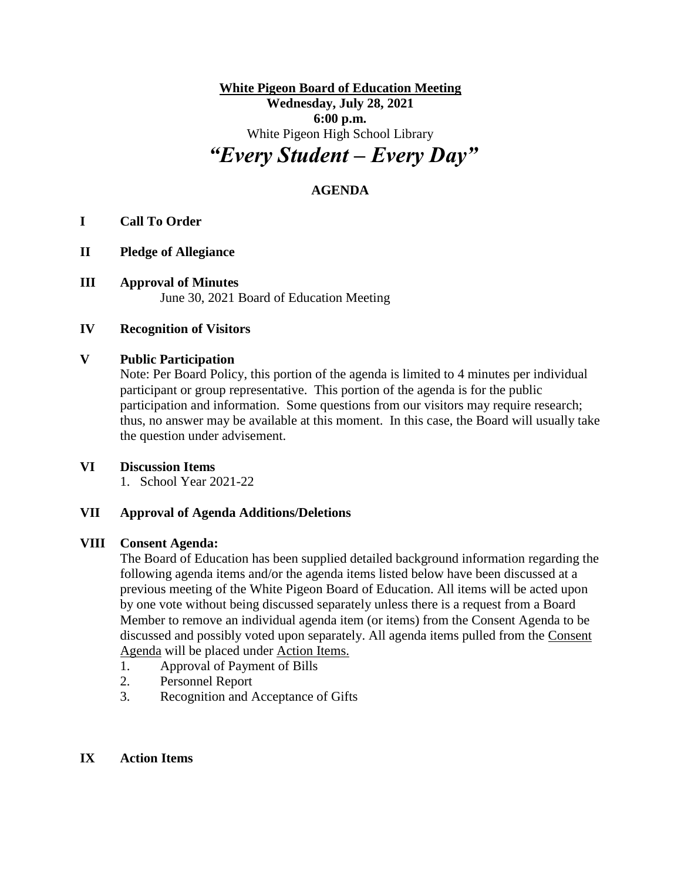**White Pigeon Board of Education Meeting**
**Wednesday, July 28, 2021**
**6:00 p.m.**
White Pigeon High School Library

# *"Every Student – Every Day"*

## AGENDA

**I Call To Order**

**II Pledge of Allegiance**

**III Approval of Minutes**
June 30, 2021 Board of Education Meeting

**IV Recognition of Visitors**

**V Public Participation**
Note: Per Board Policy, this portion of the agenda is limited to 4 minutes per individual participant or group representative. This portion of the agenda is for the public participation and information. Some questions from our visitors may require research; thus, no answer may be available at this moment. In this case, the Board will usually take the question under advisement.

**VI Discussion Items**
1. School Year 2021-22

**VII Approval of Agenda Additions/Deletions**

**VIII Consent Agenda:**
The Board of Education has been supplied detailed background information regarding the following agenda items and/or the agenda items listed below have been discussed at a previous meeting of the White Pigeon Board of Education. All items will be acted upon by one vote without being discussed separately unless there is a request from a Board Member to remove an individual agenda item (or items) from the Consent Agenda to be discussed and possibly voted upon separately. All agenda items pulled from the Consent Agenda will be placed under Action Items.
1. Approval of Payment of Bills
2. Personnel Report
3. Recognition and Acceptance of Gifts

**IX Action Items**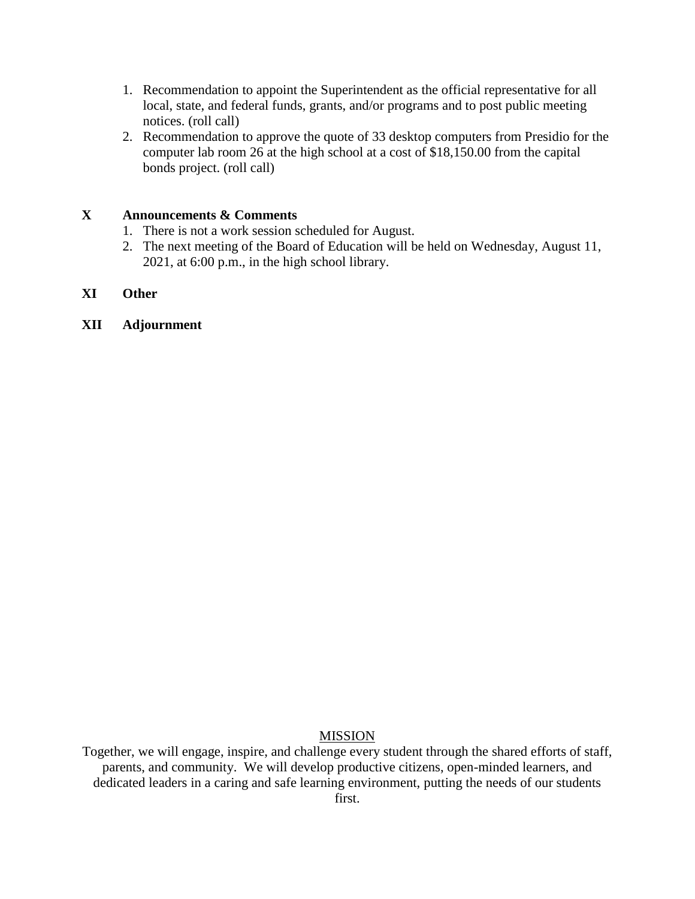1. Recommendation to appoint the Superintendent as the official representative for all local, state, and federal funds, grants, and/or programs and to post public meeting notices. (roll call)
2. Recommendation to approve the quote of 33 desktop computers from Presidio for the computer lab room 26 at the high school at a cost of $18,150.00 from the capital bonds project. (roll call)

## X Announcements & Comments

1. There is not a work session scheduled for August.
2. The next meeting of the Board of Education will be held on Wednesday, August 11, 2021, at 6:00 p.m., in the high school library.

## XI Other

## XII Adjournment

MISSION

Together, we will engage, inspire, and challenge every student through the shared efforts of staff, parents, and community. We will develop productive citizens, open-minded learners, and dedicated leaders in a caring and safe learning environment, putting the needs of our students first.